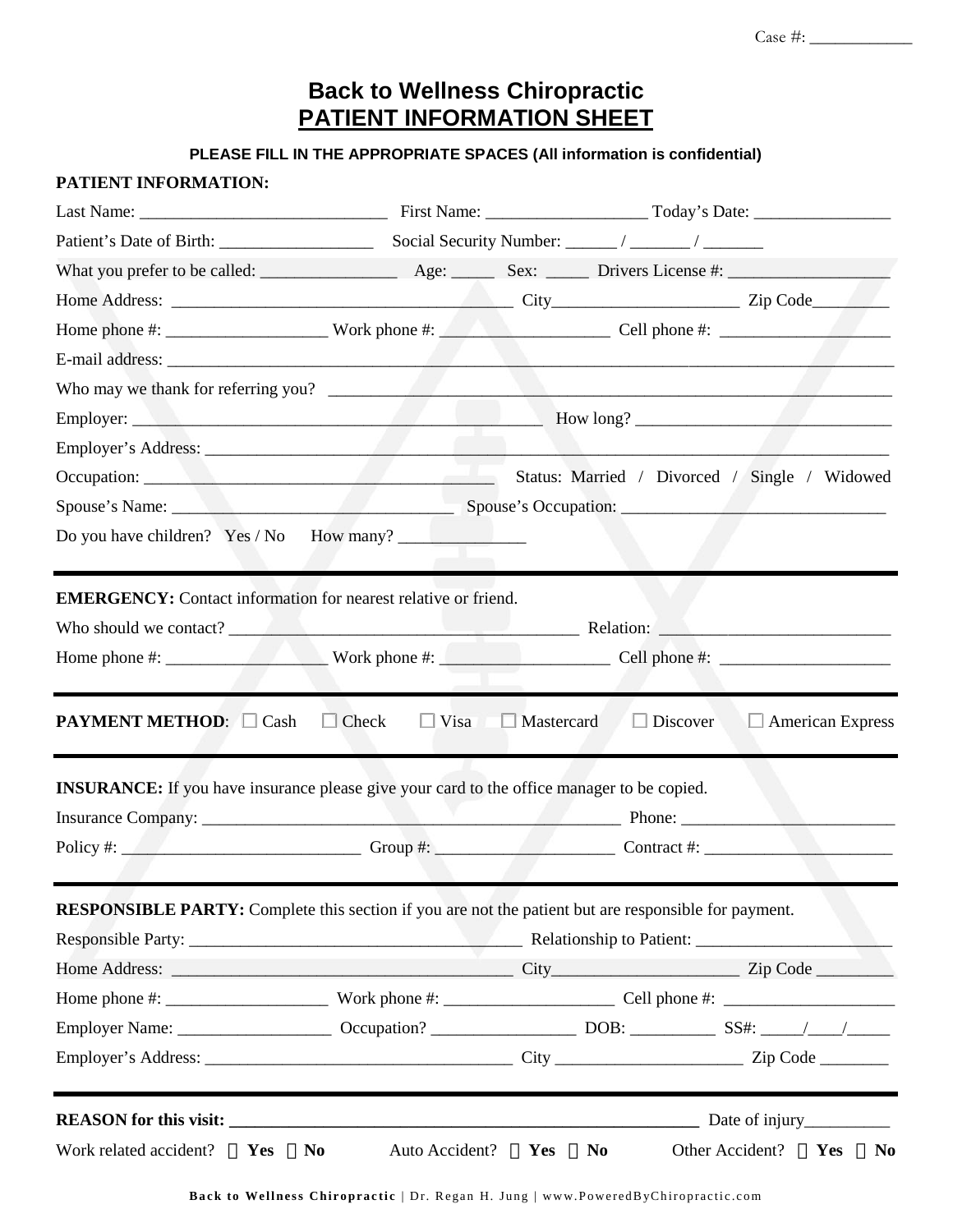Case #: ____________

# Back to Wellness Chiropractic
## PATIENT INFORMATION SHEET

**PLEASE FILL IN THE APPROPRIATE SPACES (All information is confidential)**

**PATIENT INFORMATION:**

Last Name: ____________________________ First Name: __________________ Today's Date: ________________

Patient's Date of Birth: _________________ Social Security Number: ______ / _______ / _______

What you prefer to be called: ________________ Age: _____ Sex: _____ Drivers License #: ___________________

Home Address: ______________________________________ City_____________________ Zip Code_________

Home phone #: __________________ Work phone #: ___________________ Cell phone #: ___________________

E-mail address: ___________________________________________________________________________________

Who may we thank for referring you? ______________________________________________________________

Employer: _____________________________________________ How long? ______________________________

Employer's Address: _______________________________________________________________________________

Occupation: _____________________________________ Status: Married / Divorced / Single / Widowed

Spouse's Name: _______________________________ Spouse's Occupation: ______________________________

Do you have children? Yes / No How many? ______________

---

**EMERGENCY:** Contact information for nearest relative or friend.

Who should we contact? ______________________________________ Relation: __________________________

Home phone #: __________________ Work phone #: ___________________ Cell phone #: ___________________

---

**PAYMENT METHOD**: ☐ Cash ☐ Check ☐ Visa ☐ Mastercard ☐ Discover ☐ American Express

---

**INSURANCE:** If you have insurance please give your card to the office manager to be copied.

Insurance Company: _______________________________________________ Phone: ________________________

Policy #: ___________________________ Group #: ____________________ Contract #: _____________________

---

**RESPONSIBLE PARTY:** Complete this section if you are not the patient but are responsible for payment.

Responsible Party: _____________________________________ Relationship to Patient: _______________________

Home Address: ______________________________________ City_____________________ Zip Code _________

Home phone #: __________________ Work phone #: ___________________ Cell phone #: ____________________

Employer Name: _________________ Occupation? ________________ DOB: __________ SS#: _____/____/_____

Employer's Address: ___________________________________ City _____________________ Zip Code ________

---

**REASON for this visit: ________________________________________________________** Date of injury__________

Work related accident? ☐ **Yes** ☐ **No** Auto Accident? ☐ **Yes** ☐ **No** Other Accident? ☐ **Yes** ☐ **No**

**Back to Wellness Chiropractic** | Dr. Regan H. Jung | www.PoweredByChiropractic.com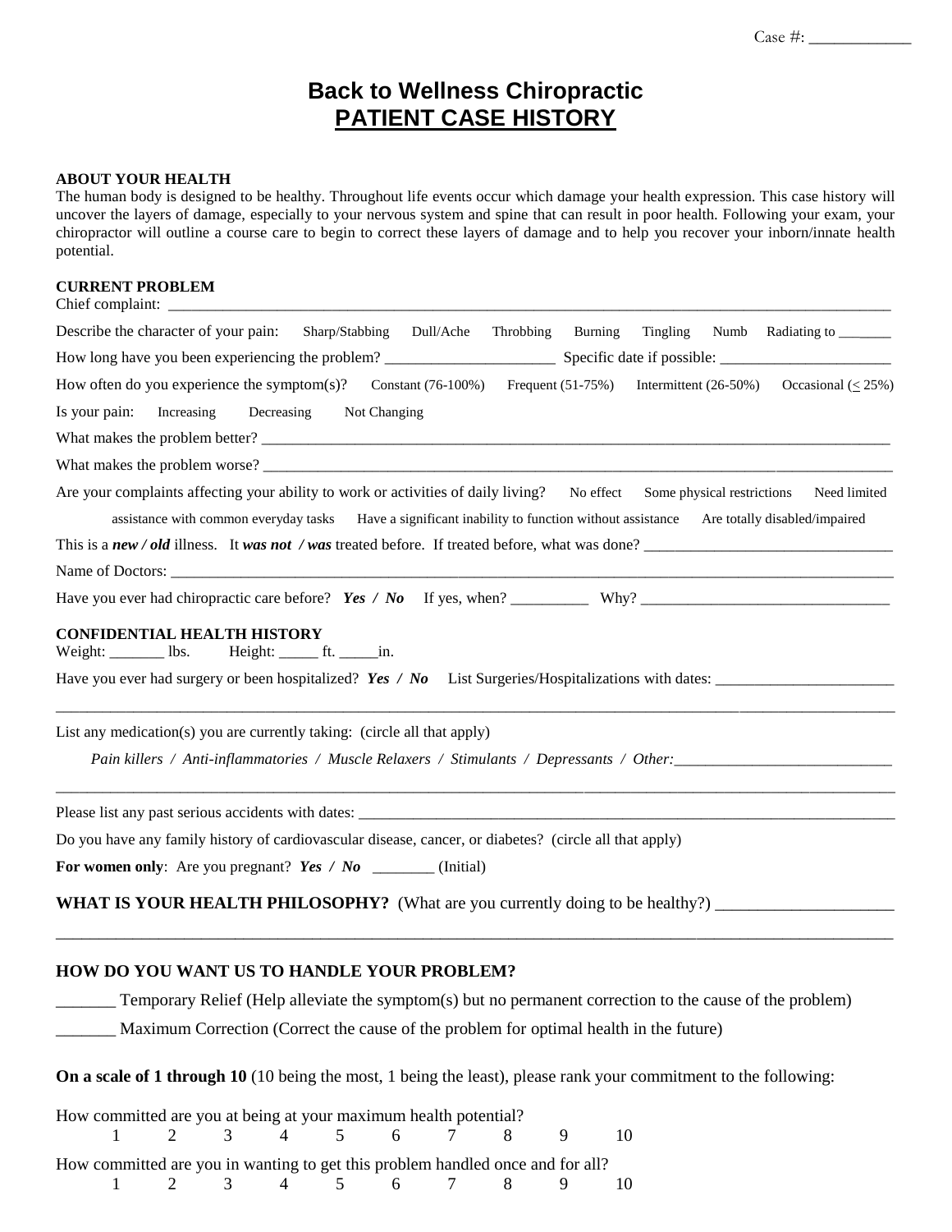Case #: ____________

# Back to Wellness Chiropractic

## PATIENT CASE HISTORY

**ABOUT YOUR HEALTH**

The human body is designed to be healthy. Throughout life events occur which damage your health expression. This case history will uncover the layers of damage, especially to your nervous system and spine that can result in poor health. Following your exam, your chiropractor will outline a course care to begin to correct these layers of damage and to help you recover your inborn/innate health potential.

**CURRENT PROBLEM**

Chief complaint: ____________________________________________________________________________________

Describe the character of your pain: Sharp/Stabbing Dull/Ache Throbbing Burning Tingling Numb Radiating to _______

How long have you been experiencing the problem? ______________________ Specific date if possible: ______________________

How often do you experience the symptom(s)? Constant (76-100%) Frequent (51-75%) Intermittent (26-50%) Occasional (< 25%)

Is your pain: Increasing Decreasing Not Changing

What makes the problem better? ____________________________________________________________________________

What makes the problem worse? ____________________________________________________________________________

Are your complaints affecting your ability to work or activities of daily living? No effect Some physical restrictions Need limited assistance with common everyday tasks Have a significant inability to function without assistance Are totally disabled/impaired

This is a ***new / old*** illness. It ***was not / was*** treated before. If treated before, what was done? ________________________________

Name of Doctors: ______________________________________________________________________________________

Have you ever had chiropractic care before? ***Yes / No*** If yes, when? __________ Why? ________________________________

**CONFIDENTIAL HEALTH HISTORY**

Weight: _______ lbs. Height: _____ ft. _____in.

Have you ever had surgery or been hospitalized? ***Yes / No*** List Surgeries/Hospitalizations with dates: _______________________

____________________________________________________________________________________________________

List any medication(s) you are currently taking: (circle all that apply)

*Pain killers / Anti-inflammatories / Muscle Relaxers / Stimulants / Depressants / Other:*____________________________

____________________________________________________________________________________________________

Please list any past serious accidents with dates: __________________________________________________________________

Do you have any family history of cardiovascular disease, cancer, or diabetes? (circle all that apply)

**For women only**: Are you pregnant? ***Yes / No*** ________ (Initial)

**WHAT IS YOUR HEALTH PHILOSOPHY?** (What are you currently doing to be healthy?) _____________________

____________________________________________________________________________________________________

**HOW DO YOU WANT US TO HANDLE YOUR PROBLEM?**

_______ Temporary Relief (Help alleviate the symptom(s) but no permanent correction to the cause of the problem)

_______ Maximum Correction (Correct the cause of the problem for optimal health in the future)

**On a scale of 1 through 10** (10 being the most, 1 being the least), please rank your commitment to the following:

How committed are you at being at your maximum health potential?

1 2 3 4 5 6 7 8 9 10

How committed are you in wanting to get this problem handled once and for all?

1 2 3 4 5 6 7 8 9 10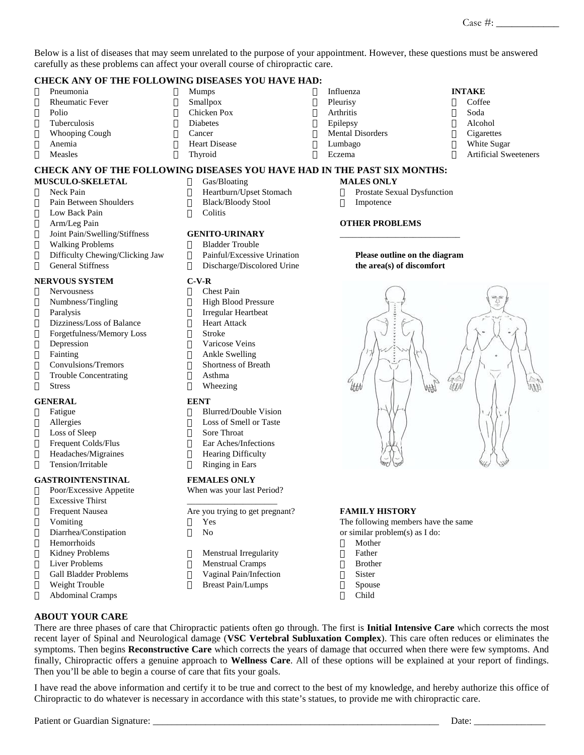Case #: ____________

Below is a list of diseases that may seem unrelated to the purpose of your appointment. However, these questions must be answered carefully as these problems can affect your overall course of chiropractic care.

### CHECK ANY OF THE FOLLOWING DISEASES YOU HAVE HAD:

- ☐ Pneumonia
- ☐ Rheumatic Fever
- ☐ Polio
- ☐ Tuberculosis
- ☐ Whooping Cough
- ☐ Anemia
- ☐ Measles
- ☐ Mumps
- ☐ Smallpox
- ☐ Chicken Pox
- ☐ Diabetes
- ☐ Cancer
- ☐ Heart Disease
- ☐ Thyroid
- ☐ Influenza
- ☐ Pleurisy
- ☐ Arthritis
- ☐ Epilepsy
- ☐ Mental Disorders
- ☐ Lumbago
- ☐ Eczema

**INTAKE**

- ☐ Coffee
- ☐ Soda
- ☐ Alcohol
- ☐ Cigarettes
- ☐ White Sugar
- ☐ Artificial Sweeteners

### CHECK ANY OF THE FOLLOWING DISEASES YOU HAVE HAD IN THE PAST SIX MONTHS:

**MUSCULO-SKELETAL**

- ☐ Neck Pain
- ☐ Pain Between Shoulders
- ☐ Low Back Pain
- ☐ Arm/Leg Pain
- ☐ Joint Pain/Swelling/Stiffness
- ☐ Walking Problems
- ☐ Difficulty Chewing/Clicking Jaw
- ☐ General Stiffness

**NERVOUS SYSTEM**

- ☐ Nervousness
- ☐ Numbness/Tingling
- ☐ Paralysis
- ☐ Dizziness/Loss of Balance
- ☐ Forgetfulness/Memory Loss
- ☐ Depression
- ☐ Fainting
- ☐ Convulsions/Tremors
- ☐ Trouble Concentrating
- ☐ Stress

**GENERAL**

- ☐ Fatigue
- ☐ Allergies
- ☐ Loss of Sleep
- ☐ Frequent Colds/Flus
- ☐ Headaches/Migraines
- ☐ Tension/Irritable

**GASTROINTENSTINAL**

- ☐ Poor/Excessive Appetite
- ☐ Excessive Thirst
- ☐ Frequent Nausea
- ☐ Vomiting
- ☐ Diarrhea/Constipation
- ☐ Hemorrhoids
- ☐ Kidney Problems
- ☐ Liver Problems
- ☐ Gall Bladder Problems
- ☐ Weight Trouble
- ☐ Abdominal Cramps
- ☐ Gas/Bloating
- ☐ Heartburn/Upset Stomach
- ☐ Black/Bloody Stool
- ☐ Colitis

**GENITO-URINARY**

- ☐ Bladder Trouble
- ☐ Painful/Excessive Urination
- ☐ Discharge/Discolored Urine

**C-V-R**

- ☐ Chest Pain
- ☐ High Blood Pressure
- ☐ Irregular Heartbeat
- ☐ Heart Attack
- ☐ Stroke
- ☐ Varicose Veins
- ☐ Ankle Swelling
- ☐ Shortness of Breath
- ☐ Asthma
- ☐ Wheezing

**EENT**

- ☐ Blurred/Double Vision
- ☐ Loss of Smell or Taste
- ☐ Sore Throat
- ☐ Ear Aches/Infections
- ☐ Hearing Difficulty
- ☐ Ringing in Ears

**FEMALES ONLY**

When was your last Period?

____________________

Are you trying to get pregnant?

- ☐ Yes
- ☐ No

- ☐ Menstrual Irregularity
- ☐ Menstrual Cramps
- ☐ Vaginal Pain/Infection
- ☐ Breast Pain/Lumps

**MALES ONLY**

- ☐ Prostate Sexual Dysfunction
- ☐ Impotence

**OTHER PROBLEMS**

___________________________

**Please outline on the diagram the area(s) of discomfort**

**FAMILY HISTORY**

The following members have the same or similar problem(s) as I do:

- ☐ Mother
- ☐ Father
- ☐ Brother
- ☐ Sister
- ☐ Spouse
- ☐ Child

### ABOUT YOUR CARE

There are three phases of care that Chiropractic patients often go through. The first is **Initial Intensive Care** which corrects the most recent layer of Spinal and Neurological damage (**VSC Vertebral Subluxation Complex**). This care often reduces or eliminates the symptoms. Then begins **Reconstructive Care** which corrects the years of damage that occurred when there were few symptoms. And finally, Chiropractic offers a genuine approach to **Wellness Care**. All of these options will be explained at your report of findings. Then you'll be able to begin a course of care that fits your goals.

I have read the above information and certify it to be true and correct to the best of my knowledge, and hereby authorize this office of Chiropractic to do whatever is necessary in accordance with this state's statues, to provide me with chiropractic care.

Patient or Guardian Signature: ______________________________________________ Date: ______________